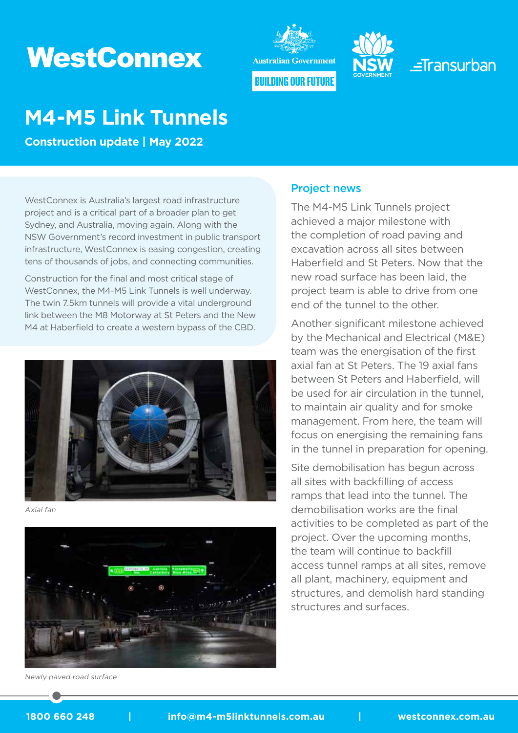# WestConnex

# M4-M5 Link Tunnels

**Construction update | May 2022**

WestConnex is Australia's largest road infrastructure project and is a critical part of a broader plan to get Sydney, and Australia, moving again. Along with the NSW Government's record investment in public transport infrastructure, WestConnex is easing congestion, creating tens of thousands of jobs, and connecting communities.

Construction for the final and most critical stage of WestConnex, the M4-M5 Link Tunnels is well underway. The twin 7.5km tunnels will provide a vital underground link between the M8 Motorway at St Peters and the New M4 at Haberfield to create a western bypass of the CBD.

*Axial fan*

*Newly paved road surface*

## Project news

The M4-M5 Link Tunnels project achieved a major milestone with the completion of road paving and excavation across all sites between Haberfield and St Peters. Now that the new road surface has been laid, the project team is able to drive from one end of the tunnel to the other.

Another significant milestone achieved by the Mechanical and Electrical (M&E) team was the energisation of the first axial fan at St Peters. The 19 axial fans between St Peters and Haberfield, will be used for air circulation in the tunnel, to maintain air quality and for smoke management. From here, the team will focus on energising the remaining fans in the tunnel in preparation for opening.

Site demobilisation has begun across all sites with backfilling of access ramps that lead into the tunnel. The demobilisation works are the final activities to be completed as part of the project. Over the upcoming months, the team will continue to backfill access tunnel ramps at all sites, remove all plant, machinery, equipment and structures, and demolish hard standing structures and surfaces.

1800 660 248 | info@m4-m5linktunnels.com.au | westconnex.com.au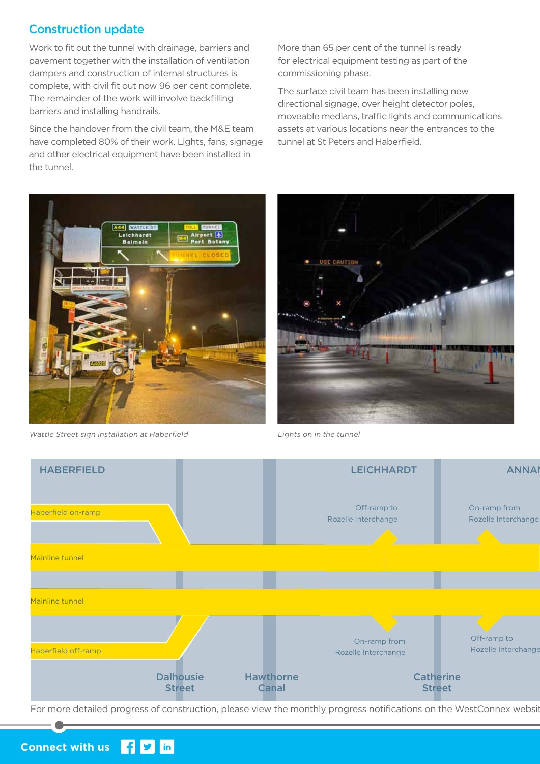## Construction update

Work to fit out the tunnel with drainage, barriers and pavement together with the installation of ventilation dampers and construction of internal structures is complete, with civil fit out now 96 per cent complete. The remainder of the work will involve backfilling barriers and installing handrails.

Since the handover from the civil team, the M&E team have completed 80% of their work. Lights, fans, signage and other electrical equipment have been installed in the tunnel.

More than 65 per cent of the tunnel is ready for electrical equipment testing as part of the commissioning phase.

The surface civil team has been installing new directional signage, over height detector poles, moveable medians, traffic lights and communications assets at various locations near the entrances to the tunnel at St Peters and Haberfield.

*Wattle Street sign installation at Haberfield*

*Lights on in the tunnel*

HABERFIELD

LEICHHARDT

ANNAN

Haberfield on-ramp

Off-ramp to Rozelle Interchange

On-ramp from Rozelle Interchange

Mainline tunnel

Mainline tunnel

Haberfield off-ramp

On-ramp from Rozelle Interchange

Off-ramp to Rozelle Interchange

Dalhousie Street

Hawthorne Canal

Catherine Street

For more detailed progress of construction, please view the monthly progress notifications on the WestConnex websit

**Connect with us**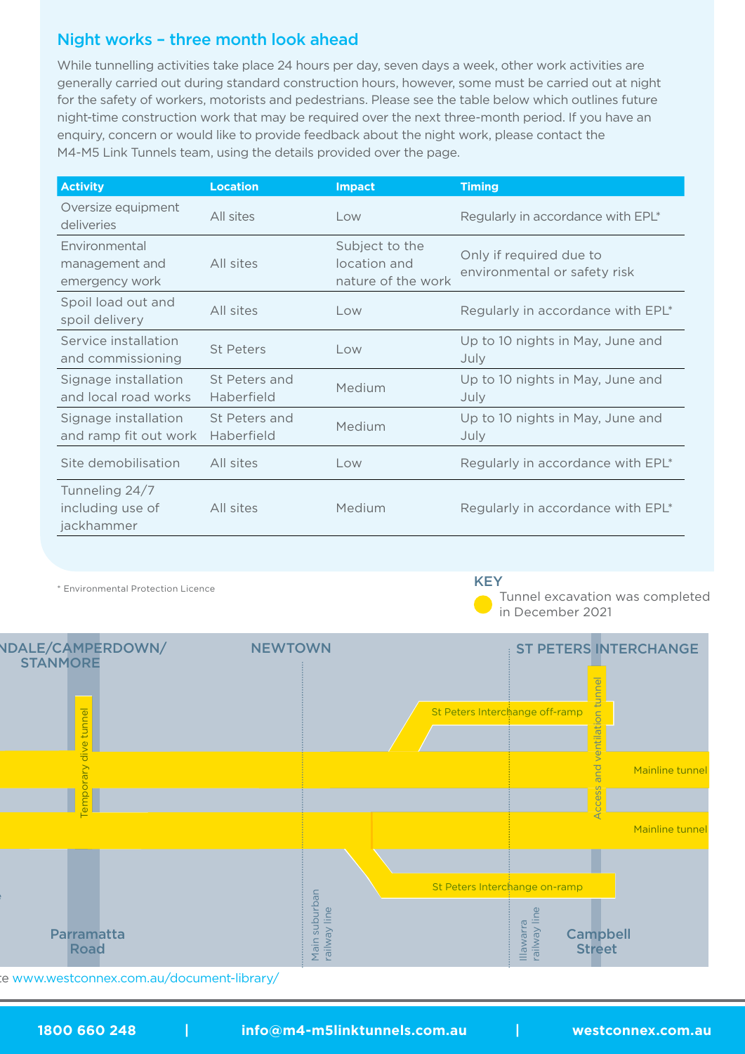## Night works – three month look ahead

While tunnelling activities take place 24 hours per day, seven days a week, other work activities are generally carried out during standard construction hours, however, some must be carried out at night for the safety of workers, motorists and pedestrians. Please see the table below which outlines future night-time construction work that may be required over the next three-month period. If you have an enquiry, concern or would like to provide feedback about the night work, please contact the M4-M5 Link Tunnels team, using the details provided over the page.

| Activity | Location | Impact | Timing |
|---|---|---|---|
| Oversize equipment deliveries | All sites | Low | Regularly in accordance with EPL* |
| Environmental management and emergency work | All sites | Subject to the location and nature of the work | Only if required due to environmental or safety risk |
| Spoil load out and spoil delivery | All sites | Low | Regularly in accordance with EPL* |
| Service installation and commissioning | St Peters | Low | Up to 10 nights in May, June and July |
| Signage installation and local road works | St Peters and Haberfield | Medium | Up to 10 nights in May, June and July |
| Signage installation and ramp fit out work | St Peters and Haberfield | Medium | Up to 10 nights in May, June and July |
| Site demobilisation | All sites | Low | Regularly in accordance with EPL* |
| Tunneling 24/7 including use of jackhammer | All sites | Medium | Regularly in accordance with EPL* |

* Environmental Protection Licence

KEY

Tunnel excavation was completed in December 2021

NDALE/CAMPERDOWN/ STANMORE | NEWTOWN | ST PETERS INTERCHANGE

Temporary dive tunnel | St Peters Interchange off-ramp | Access and ventilation tunnel | Mainline tunnel | Mainline tunnel | St Peters Interchange on-ramp | Main suburban railway line | Illawarra railway line | Parramatta Road | Campbell Street

...e www.westconnex.com.au/document-library/

1800 660 248 | info@m4-m5linktunnels.com.au | westconnex.com.au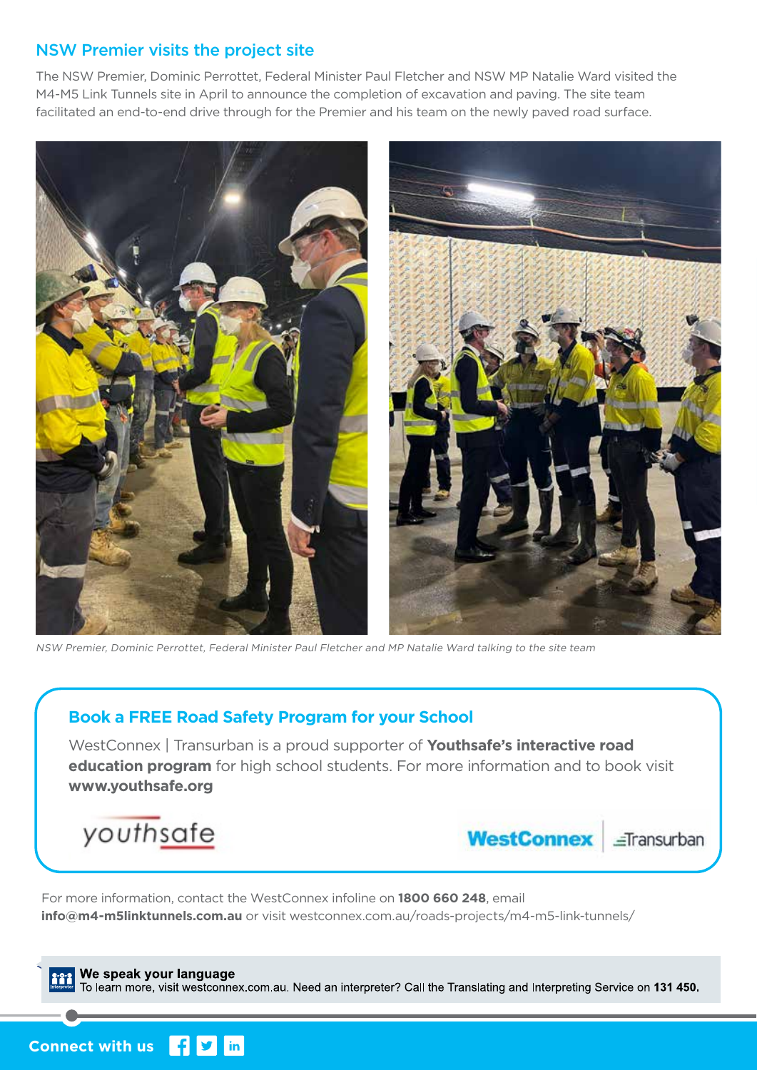## NSW Premier visits the project site

The NSW Premier, Dominic Perrottet, Federal Minister Paul Fletcher and NSW MP Natalie Ward visited the M4-M5 Link Tunnels site in April to announce the completion of excavation and paving. The site team facilitated an end-to-end drive through for the Premier and his team on the newly paved road surface.

*NSW Premier, Dominic Perrottet, Federal Minister Paul Fletcher and MP Natalie Ward talking to the site team*

### Book a FREE Road Safety Program for your School

WestConnex | Transurban is a proud supporter of **Youthsafe's interactive road education program** for high school students. For more information and to book visit **www.youthsafe.org**

youthsafe

WestConnex | Transurban

For more information, contact the WestConnex infoline on **1800 660 248**, email **info@m4-m5linktunnels.com.au** or visit westconnex.com.au/roads-projects/m4-m5-link-tunnels/

**We speak your language**
To learn more, visit westconnex.com.au. Need an interpreter? Call the Translating and Interpreting Service on **131 450.**

**Connect with us**